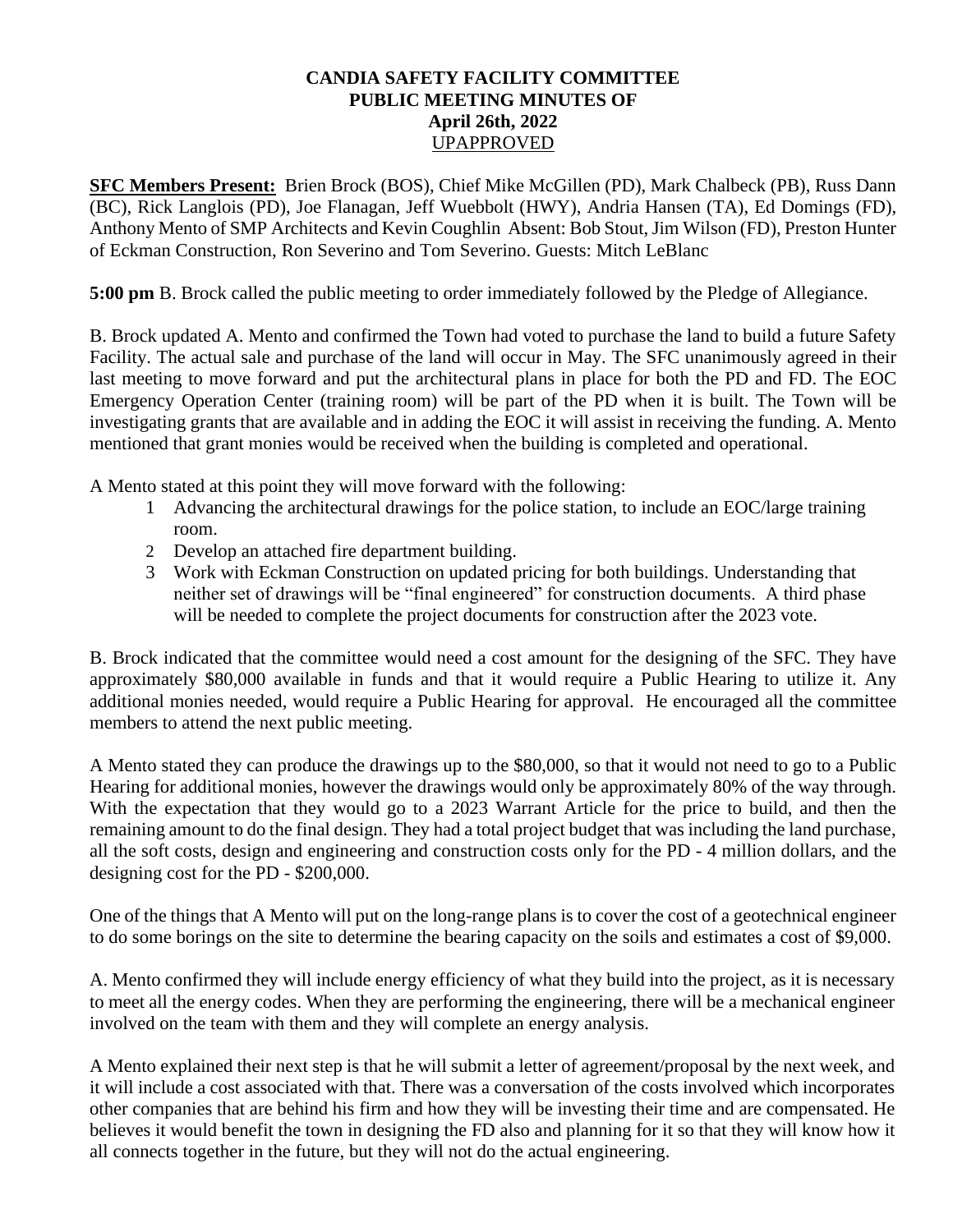# CANDIA SAFETY FACILITY COMMITTEE
# PUBLIC MEETING MINUTES OF
# April 26th, 2022
UPAPPROVED

**SFC Members Present:** Brien Brock (BOS), Chief Mike McGillen (PD), Mark Chalbeck (PB), Russ Dann (BC), Rick Langlois (PD), Joe Flanagan, Jeff Wuebbolt (HWY), Andria Hansen (TA), Ed Domings (FD), Anthony Mento of SMP Architects and Kevin Coughlin Absent: Bob Stout, Jim Wilson (FD), Preston Hunter of Eckman Construction, Ron Severino and Tom Severino. Guests: Mitch LeBlanc

**5:00 pm** B. Brock called the public meeting to order immediately followed by the Pledge of Allegiance.

B. Brock updated A. Mento and confirmed the Town had voted to purchase the land to build a future Safety Facility. The actual sale and purchase of the land will occur in May. The SFC unanimously agreed in their last meeting to move forward and put the architectural plans in place for both the PD and FD. The EOC Emergency Operation Center (training room) will be part of the PD when it is built. The Town will be investigating grants that are available and in adding the EOC it will assist in receiving the funding. A. Mento mentioned that grant monies would be received when the building is completed and operational.

A Mento stated at this point they will move forward with the following:

1. Advancing the architectural drawings for the police station, to include an EOC/large training room.
2. Develop an attached fire department building.
3. Work with Eckman Construction on updated pricing for both buildings. Understanding that neither set of drawings will be "final engineered" for construction documents. A third phase will be needed to complete the project documents for construction after the 2023 vote.

B. Brock indicated that the committee would need a cost amount for the designing of the SFC. They have approximately $80,000 available in funds and that it would require a Public Hearing to utilize it. Any additional monies needed, would require a Public Hearing for approval. He encouraged all the committee members to attend the next public meeting.

A Mento stated they can produce the drawings up to the $80,000, so that it would not need to go to a Public Hearing for additional monies, however the drawings would only be approximately 80% of the way through. With the expectation that they would go to a 2023 Warrant Article for the price to build, and then the remaining amount to do the final design. They had a total project budget that was including the land purchase, all the soft costs, design and engineering and construction costs only for the PD - 4 million dollars, and the designing cost for the PD - $200,000.

One of the things that A Mento will put on the long-range plans is to cover the cost of a geotechnical engineer to do some borings on the site to determine the bearing capacity on the soils and estimates a cost of $9,000.

A. Mento confirmed they will include energy efficiency of what they build into the project, as it is necessary to meet all the energy codes. When they are performing the engineering, there will be a mechanical engineer involved on the team with them and they will complete an energy analysis.

A Mento explained their next step is that he will submit a letter of agreement/proposal by the next week, and it will include a cost associated with that. There was a conversation of the costs involved which incorporates other companies that are behind his firm and how they will be investing their time and are compensated. He believes it would benefit the town in designing the FD also and planning for it so that they will know how it all connects together in the future, but they will not do the actual engineering.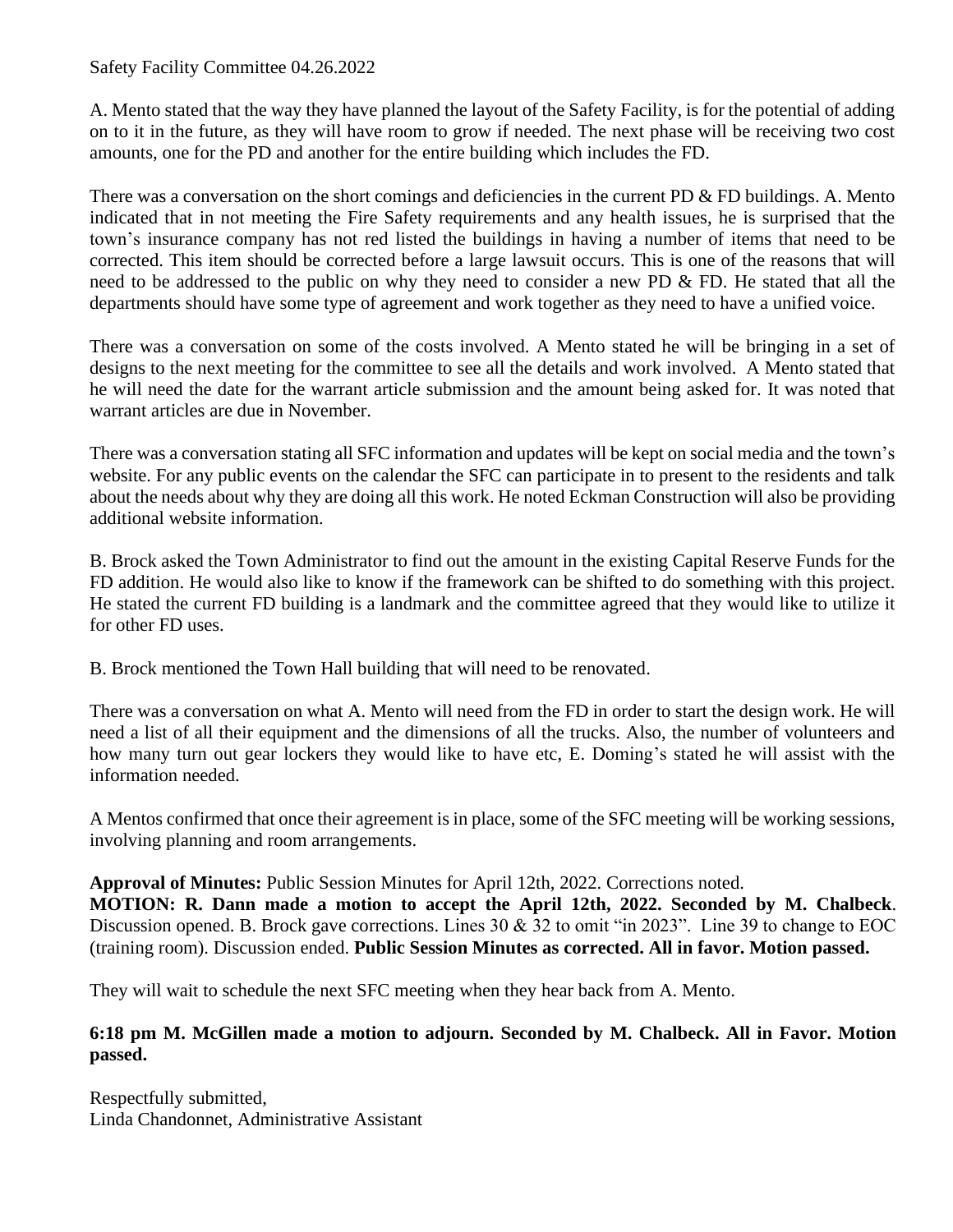Safety Facility Committee 04.26.2022

A. Mento stated that the way they have planned the layout of the Safety Facility, is for the potential of adding on to it in the future, as they will have room to grow if needed. The next phase will be receiving two cost amounts, one for the PD and another for the entire building which includes the FD.

There was a conversation on the short comings and deficiencies in the current PD & FD buildings. A. Mento indicated that in not meeting the Fire Safety requirements and any health issues, he is surprised that the town's insurance company has not red listed the buildings in having a number of items that need to be corrected. This item should be corrected before a large lawsuit occurs. This is one of the reasons that will need to be addressed to the public on why they need to consider a new PD & FD. He stated that all the departments should have some type of agreement and work together as they need to have a unified voice.

There was a conversation on some of the costs involved. A Mento stated he will be bringing in a set of designs to the next meeting for the committee to see all the details and work involved. A Mento stated that he will need the date for the warrant article submission and the amount being asked for. It was noted that warrant articles are due in November.

There was a conversation stating all SFC information and updates will be kept on social media and the town's website. For any public events on the calendar the SFC can participate in to present to the residents and talk about the needs about why they are doing all this work. He noted Eckman Construction will also be providing additional website information.

B. Brock asked the Town Administrator to find out the amount in the existing Capital Reserve Funds for the FD addition. He would also like to know if the framework can be shifted to do something with this project. He stated the current FD building is a landmark and the committee agreed that they would like to utilize it for other FD uses.

B. Brock mentioned the Town Hall building that will need to be renovated.

There was a conversation on what A. Mento will need from the FD in order to start the design work. He will need a list of all their equipment and the dimensions of all the trucks. Also, the number of volunteers and how many turn out gear lockers they would like to have etc, E. Doming's stated he will assist with the information needed.

A Mentos confirmed that once their agreement is in place, some of the SFC meeting will be working sessions, involving planning and room arrangements.

**Approval of Minutes:** Public Session Minutes for April 12th, 2022. Corrections noted.
**MOTION: R. Dann made a motion to accept the April 12th, 2022. Seconded by M. Chalbeck**. Discussion opened. B. Brock gave corrections. Lines 30 & 32 to omit "in 2023". Line 39 to change to EOC (training room). Discussion ended. **Public Session Minutes as corrected. All in favor. Motion passed.**

They will wait to schedule the next SFC meeting when they hear back from A. Mento.

**6:18 pm M. McGillen made a motion to adjourn. Seconded by M. Chalbeck. All in Favor. Motion passed.**

Respectfully submitted,
Linda Chandonnet, Administrative Assistant